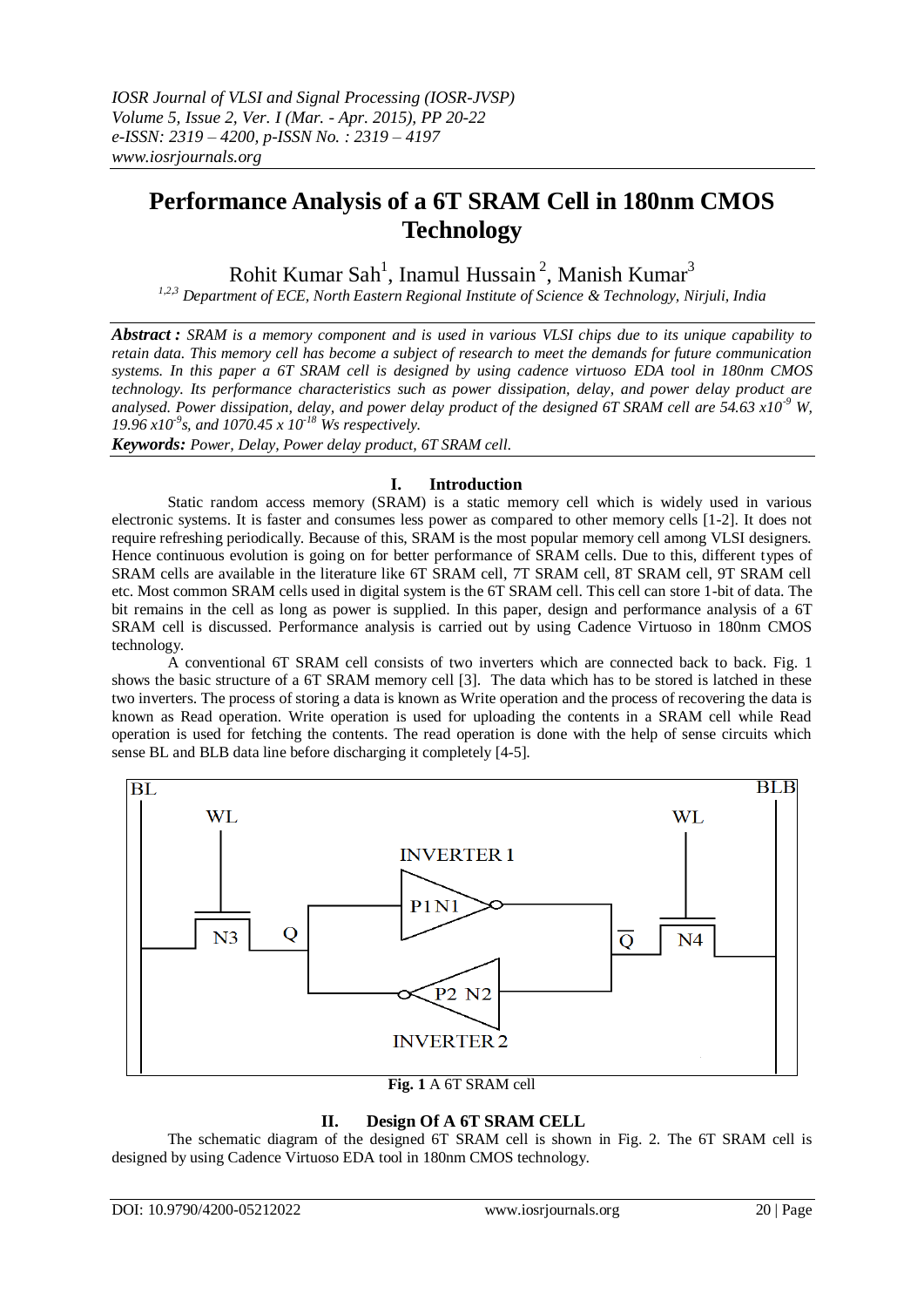# Performance Analysis of a 6T SRAM Cell in 180nm CMOS Technology

Rohit Kumar Sah[1], Inamul Hussain[2], Manish Kumar[3]

[1,2,3] Department of ECE, North Eastern Regional Institute of Science & Technology, Nirjuli, India

***Abstract :*** *SRAM is a memory component and is used in various VLSI chips due to its unique capability to retain data. This memory cell has become a subject of research to meet the demands for future communication systems. In this paper a 6T SRAM cell is designed by using cadence virtuoso EDA tool in 180nm CMOS technology. Its performance characteristics such as power dissipation, delay, and power delay product are analysed. Power dissipation, delay, and power delay product of the designed 6T SRAM cell are 54.63 $x10^{-9}$ W, 19.96 $x10^{-9}$s, and 1070.45 x $10^{-18}$ Ws respectively.*

***Keywords:*** *Power, Delay, Power delay product, 6T SRAM cell.*

## I. Introduction

Static random access memory (SRAM) is a static memory cell which is widely used in various electronic systems. It is faster and consumes less power as compared to other memory cells [1-2]. It does not require refreshing periodically. Because of this, SRAM is the most popular memory cell among VLSI designers. Hence continuous evolution is going on for better performance of SRAM cells. Due to this, different types of SRAM cells are available in the literature like 6T SRAM cell, 7T SRAM cell, 8T SRAM cell, 9T SRAM cell etc. Most common SRAM cells used in digital system is the 6T SRAM cell. This cell can store 1-bit of data. The bit remains in the cell as long as power is supplied. In this paper, design and performance analysis of a 6T SRAM cell is discussed. Performance analysis is carried out by using Cadence Virtuoso in 180nm CMOS technology.

A conventional 6T SRAM cell consists of two inverters which are connected back to back. Fig. 1 shows the basic structure of a 6T SRAM memory cell [3]. The data which has to be stored is latched in these two inverters. The process of storing a data is known as Write operation and the process of recovering the data is known as Read operation. Write operation is used for uploading the contents in a SRAM cell while Read operation is used for fetching the contents. The read operation is done with the help of sense circuits which sense BL and BLB data line before discharging it completely [4-5].

**Fig. 1** A 6T SRAM cell

## II. Design Of A 6T SRAM CELL

The schematic diagram of the designed 6T SRAM cell is shown in Fig. 2. The 6T SRAM cell is designed by using Cadence Virtuoso EDA tool in 180nm CMOS technology.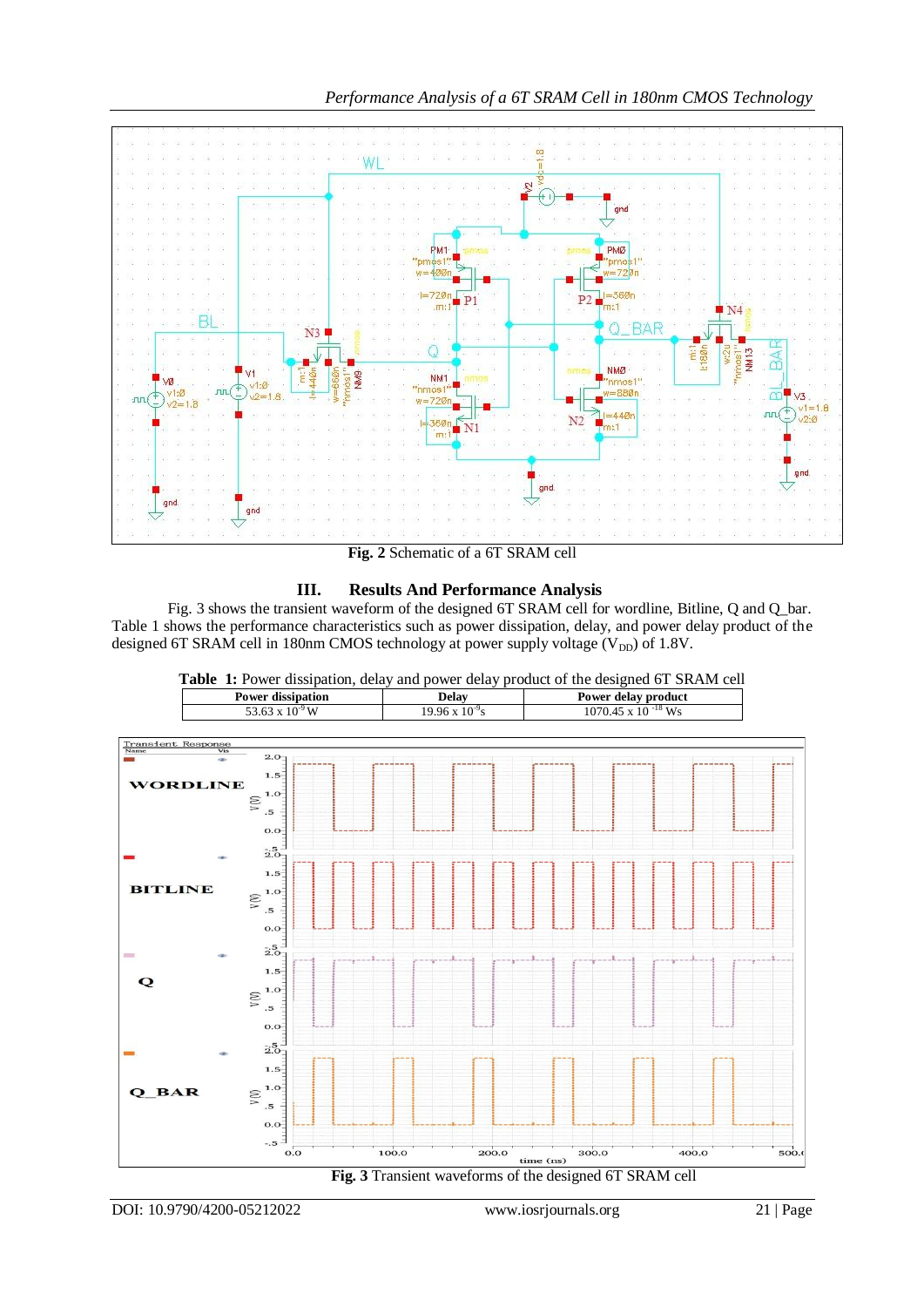Fig. 2 Schematic of a 6T SRAM cell

## III. Results And Performance Analysis

Fig. 3 shows the transient waveform of the designed 6T SRAM cell for wordline, Bitline, Q and Q_bar. Table 1 shows the performance characteristics such as power dissipation, delay, and power delay product of the designed 6T SRAM cell in 180nm CMOS technology at power supply voltage ($V_{DD}$) of 1.8V.

**Table 1:** Power dissipation, delay and power delay product of the designed 6T SRAM cell

| Power dissipation | Delay | Power delay product |
|---|---|---|
| 53.63 x $10^{-9}$ W | 19.96 x $10^{-9}$s | 1070.45 x $10^{-18}$ Ws |

Fig. 3 Transient waveforms of the designed 6T SRAM cell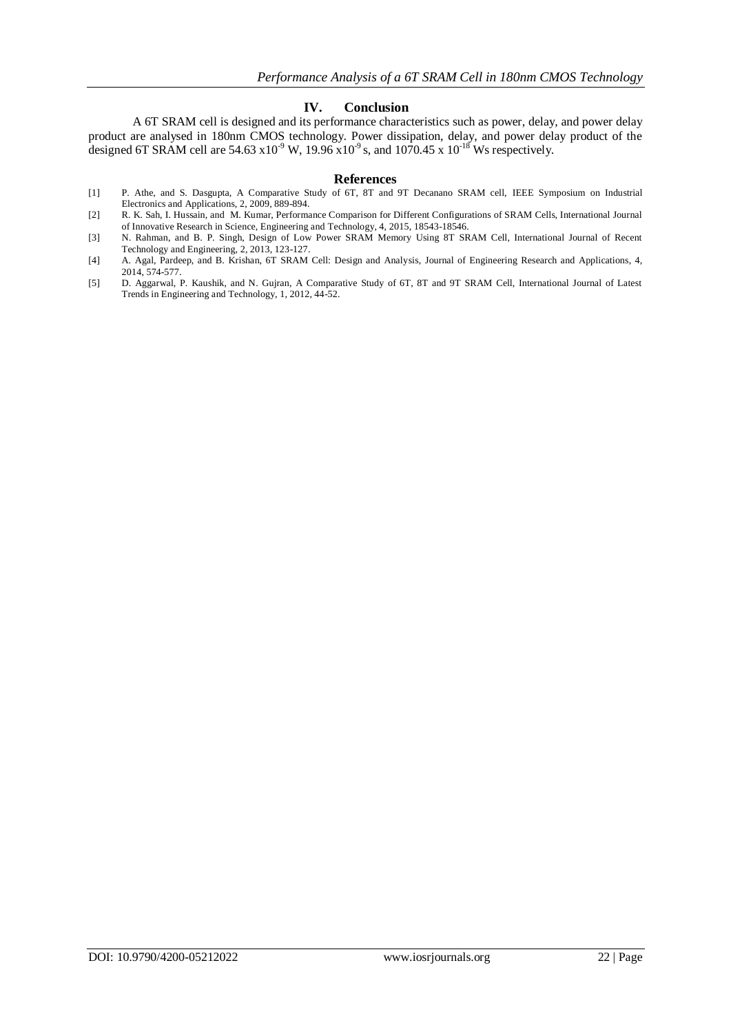## IV. Conclusion

A 6T SRAM cell is designed and its performance characteristics such as power, delay, and power delay product are analysed in 180nm CMOS technology. Power dissipation, delay, and power delay product of the designed 6T SRAM cell are 54.63 $x10^{-9}$ W, 19.96 $x10^{-9}$ s, and 1070.45 x $10^{-18}$ Ws respectively.

## References

[1] P. Athe, and S. Dasgupta, A Comparative Study of 6T, 8T and 9T Decanano SRAM cell, IEEE Symposium on Industrial Electronics and Applications, 2, 2009, 889-894.

[2] R. K. Sah, I. Hussain, and M. Kumar, Performance Comparison for Different Configurations of SRAM Cells, International Journal of Innovative Research in Science, Engineering and Technology, 4, 2015, 18543-18546.

[3] N. Rahman, and B. P. Singh, Design of Low Power SRAM Memory Using 8T SRAM Cell, International Journal of Recent Technology and Engineering, 2, 2013, 123-127.

[4] A. Agal, Pardeep, and B. Krishan, 6T SRAM Cell: Design and Analysis, Journal of Engineering Research and Applications, 4, 2014, 574-577.

[5] D. Aggarwal, P. Kaushik, and N. Gujran, A Comparative Study of 6T, 8T and 9T SRAM Cell, International Journal of Latest Trends in Engineering and Technology, 1, 2012, 44-52.